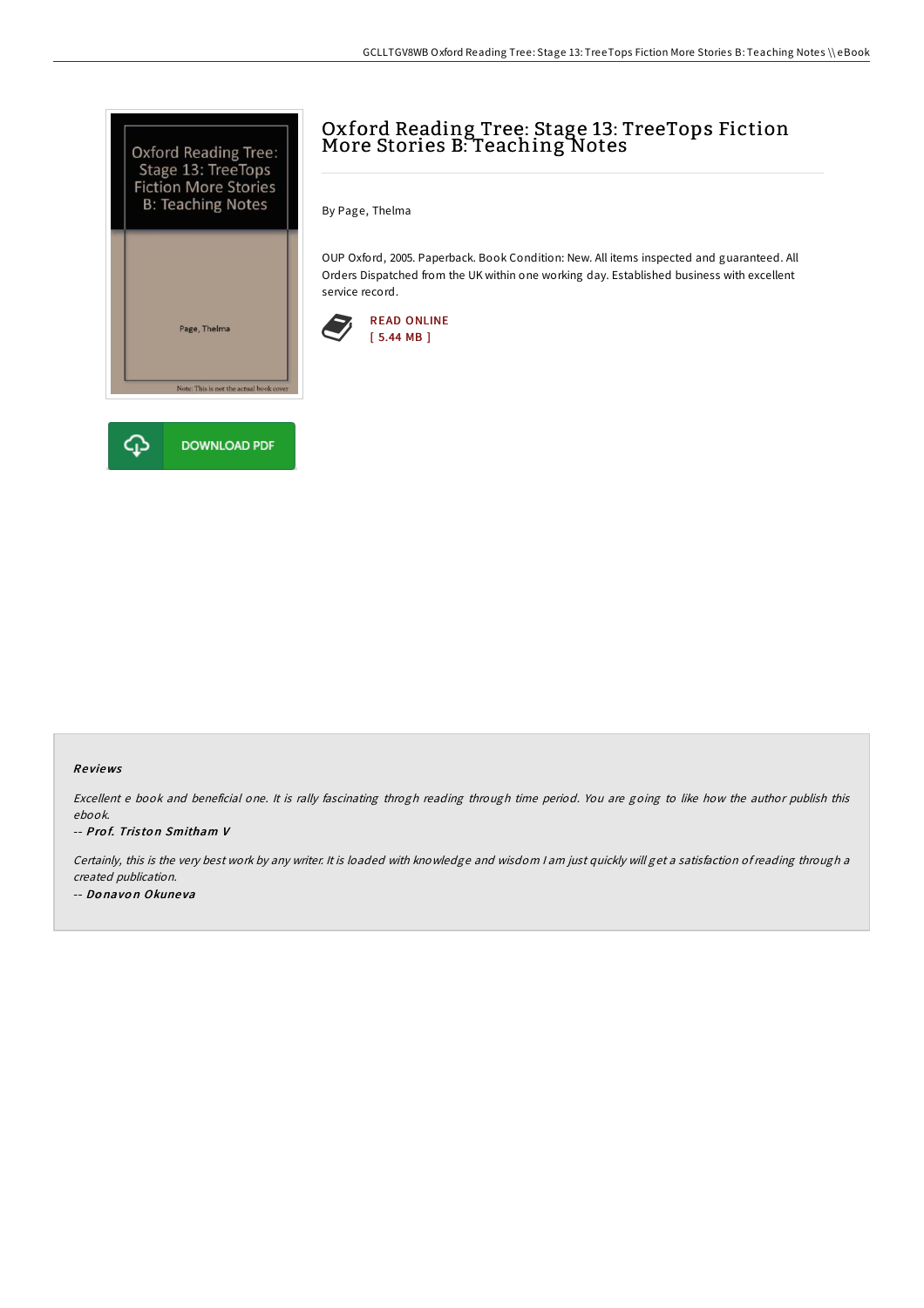# Oxford Reading Tree: Stage 13: TreeTops Fiction More Stories B: Teaching Notes

By Page, Thelma

OUP Oxford, 2005. Paperback. Book Condition: New. All items inspected and guaranteed. All Orders Dispatched from the UK within one working day. Established business with excellent service record.

READ ONLINE
[ 5.44 MB ]

DOWNLOAD PDF

### Reviews

*Excellent e book and beneficial one. It is rally fascinating throgh reading through time period. You are going to like how the author publish this ebook.*

*-- Prof. Triston Smitham V*

*Certainly, this is the very best work by any writer. It is loaded with knowledge and wisdom I am just quickly will get a satisfaction of reading through a created publication.*

*-- Donavon Okuneva*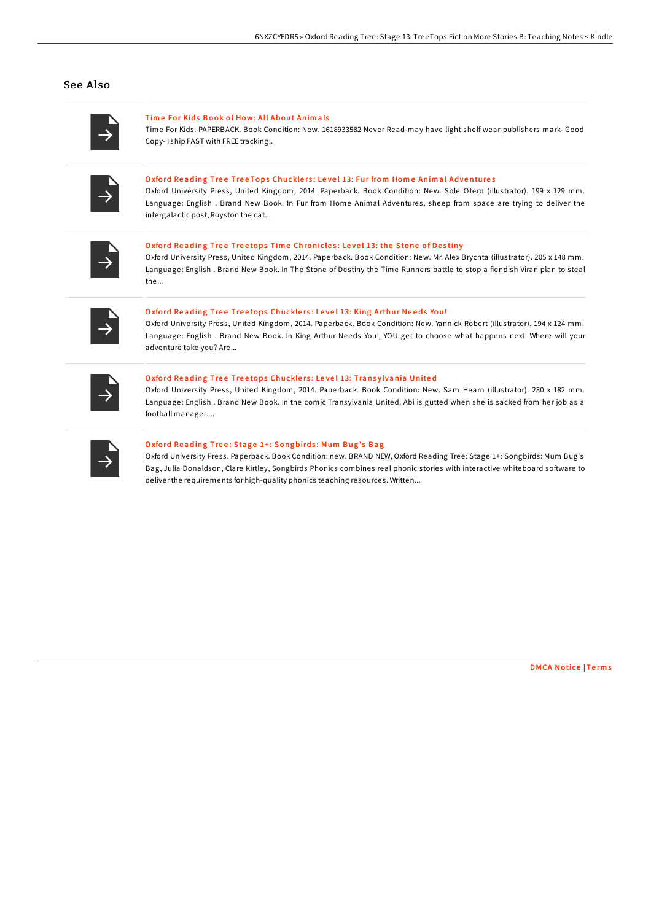## See Also

### Time For Kids Book of How: All About Animals

Time For Kids. PAPERBACK. Book Condition: New. 1618933582 Never Read-may have light shelf wear-publishers mark- Good Copy- I ship FAST with FREE tracking!.

### Oxford Reading Tree TreeTops Chucklers: Level 13: Fur from Home Animal Adventures

Oxford University Press, United Kingdom, 2014. Paperback. Book Condition: New. Sole Otero (illustrator). 199 x 129 mm. Language: English . Brand New Book. In Fur from Home Animal Adventures, sheep from space are trying to deliver the intergalactic post, Royston the cat...

### Oxford Reading Tree Treetops Time Chronicles: Level 13: the Stone of Destiny

Oxford University Press, United Kingdom, 2014. Paperback. Book Condition: New. Mr. Alex Brychta (illustrator). 205 x 148 mm. Language: English . Brand New Book. In The Stone of Destiny the Time Runners battle to stop a fiendish Viran plan to steal the...

### Oxford Reading Tree Treetops Chucklers: Level 13: King Arthur Needs You!

Oxford University Press, United Kingdom, 2014. Paperback. Book Condition: New. Yannick Robert (illustrator). 194 x 124 mm. Language: English . Brand New Book. In King Arthur Needs You!, YOU get to choose what happens next! Where will your adventure take you? Are...

### Oxford Reading Tree Treetops Chucklers: Level 13: Transylvania United

Oxford University Press, United Kingdom, 2014. Paperback. Book Condition: New. Sam Hearn (illustrator). 230 x 182 mm. Language: English . Brand New Book. In the comic Transylvania United, Abi is gutted when she is sacked from her job as a football manager....

### Oxford Reading Tree: Stage 1+: Songbirds: Mum Bug's Bag

Oxford University Press. Paperback. Book Condition: new. BRAND NEW, Oxford Reading Tree: Stage 1+: Songbirds: Mum Bug's Bag, Julia Donaldson, Clare Kirtley, Songbirds Phonics combines real phonic stories with interactive whiteboard software to deliver the requirements for high-quality phonics teaching resources. Written...

DMCA Notice | Terms